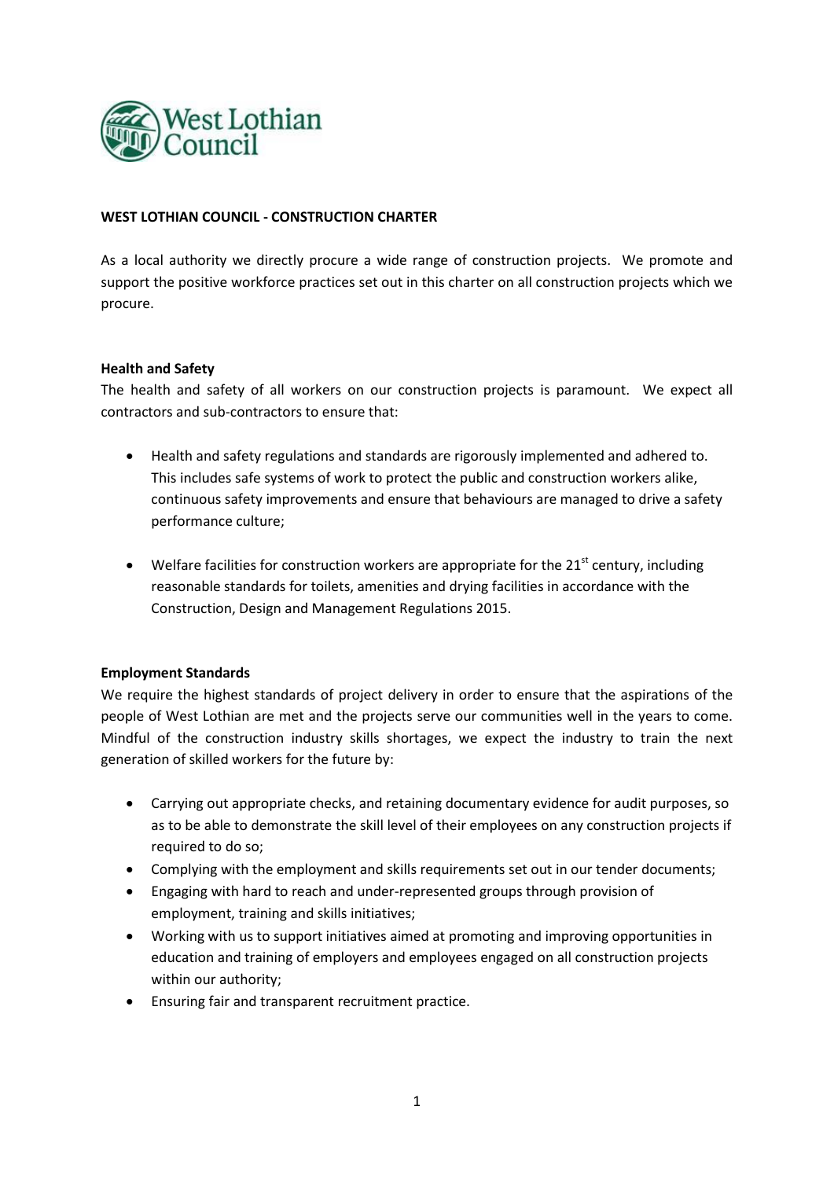West Lothian Council

# WEST LOTHIAN COUNCIL - CONSTRUCTION CHARTER

As a local authority we directly procure a wide range of construction projects. We promote and support the positive workforce practices set out in this charter on all construction projects which we procure.

## Health and Safety

The health and safety of all workers on our construction projects is paramount. We expect all contractors and sub-contractors to ensure that:

- Health and safety regulations and standards are rigorously implemented and adhered to. This includes safe systems of work to protect the public and construction workers alike, continuous safety improvements and ensure that behaviours are managed to drive a safety performance culture;

- Welfare facilities for construction workers are appropriate for the 21st century, including reasonable standards for toilets, amenities and drying facilities in accordance with the Construction, Design and Management Regulations 2015.

## Employment Standards

We require the highest standards of project delivery in order to ensure that the aspirations of the people of West Lothian are met and the projects serve our communities well in the years to come. Mindful of the construction industry skills shortages, we expect the industry to train the next generation of skilled workers for the future by:

- Carrying out appropriate checks, and retaining documentary evidence for audit purposes, so as to be able to demonstrate the skill level of their employees on any construction projects if required to do so;
- Complying with the employment and skills requirements set out in our tender documents;
- Engaging with hard to reach and under-represented groups through provision of employment, training and skills initiatives;
- Working with us to support initiatives aimed at promoting and improving opportunities in education and training of employers and employees engaged on all construction projects within our authority;
- Ensuring fair and transparent recruitment practice.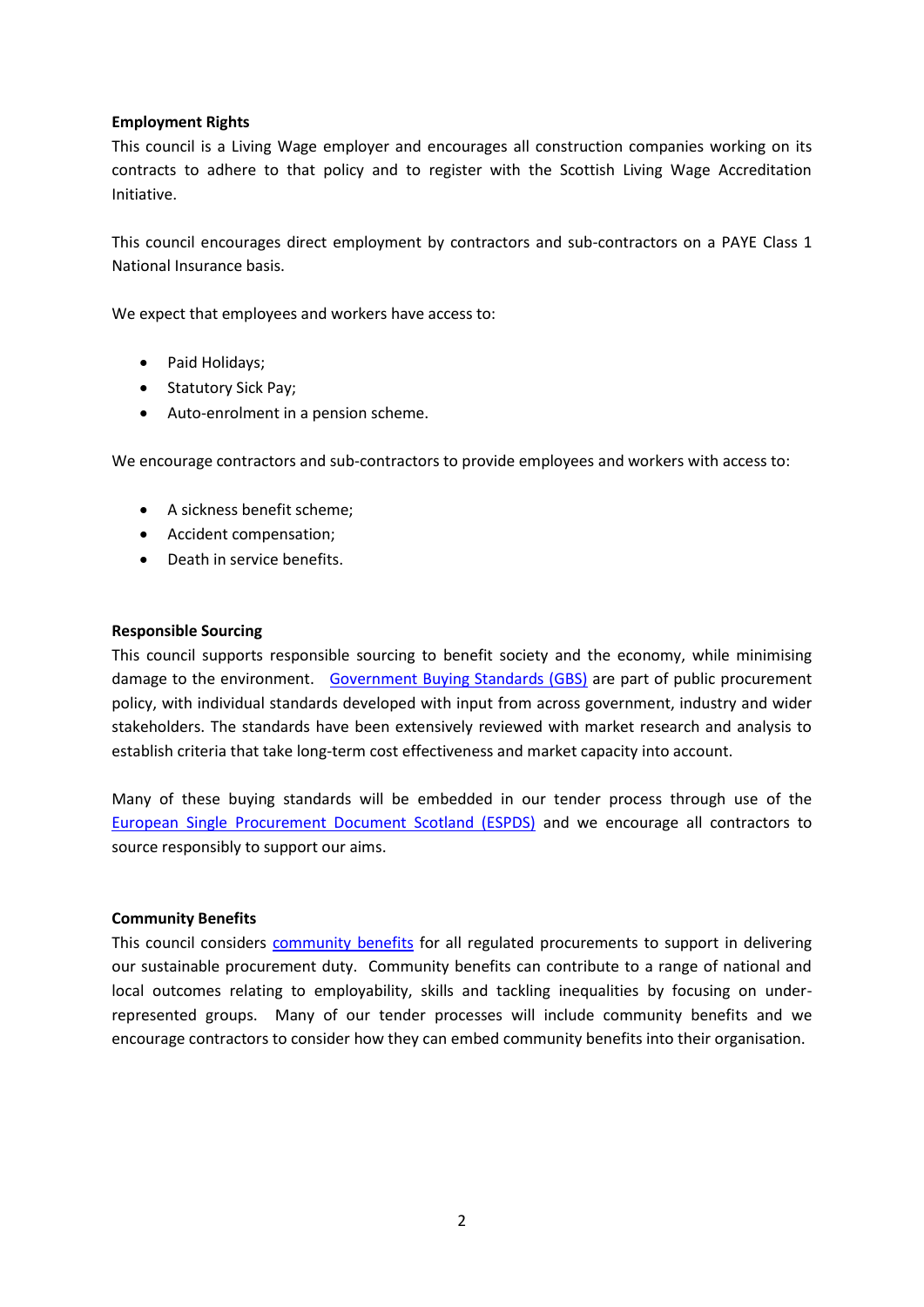**Employment Rights**

This council is a Living Wage employer and encourages all construction companies working on its contracts to adhere to that policy and to register with the Scottish Living Wage Accreditation Initiative.

This council encourages direct employment by contractors and sub-contractors on a PAYE Class 1 National Insurance basis.

We expect that employees and workers have access to:

- Paid Holidays;
- Statutory Sick Pay;
- Auto-enrolment in a pension scheme.

We encourage contractors and sub-contractors to provide employees and workers with access to:

- A sickness benefit scheme;
- Accident compensation;
- Death in service benefits.

**Responsible Sourcing**

This council supports responsible sourcing to benefit society and the economy, while minimising damage to the environment. Government Buying Standards (GBS) are part of public procurement policy, with individual standards developed with input from across government, industry and wider stakeholders. The standards have been extensively reviewed with market research and analysis to establish criteria that take long-term cost effectiveness and market capacity into account.

Many of these buying standards will be embedded in our tender process through use of the European Single Procurement Document Scotland (ESPDS) and we encourage all contractors to source responsibly to support our aims.

**Community Benefits**

This council considers community benefits for all regulated procurements to support in delivering our sustainable procurement duty. Community benefits can contribute to a range of national and local outcomes relating to employability, skills and tackling inequalities by focusing on under-represented groups. Many of our tender processes will include community benefits and we encourage contractors to consider how they can embed community benefits into their organisation.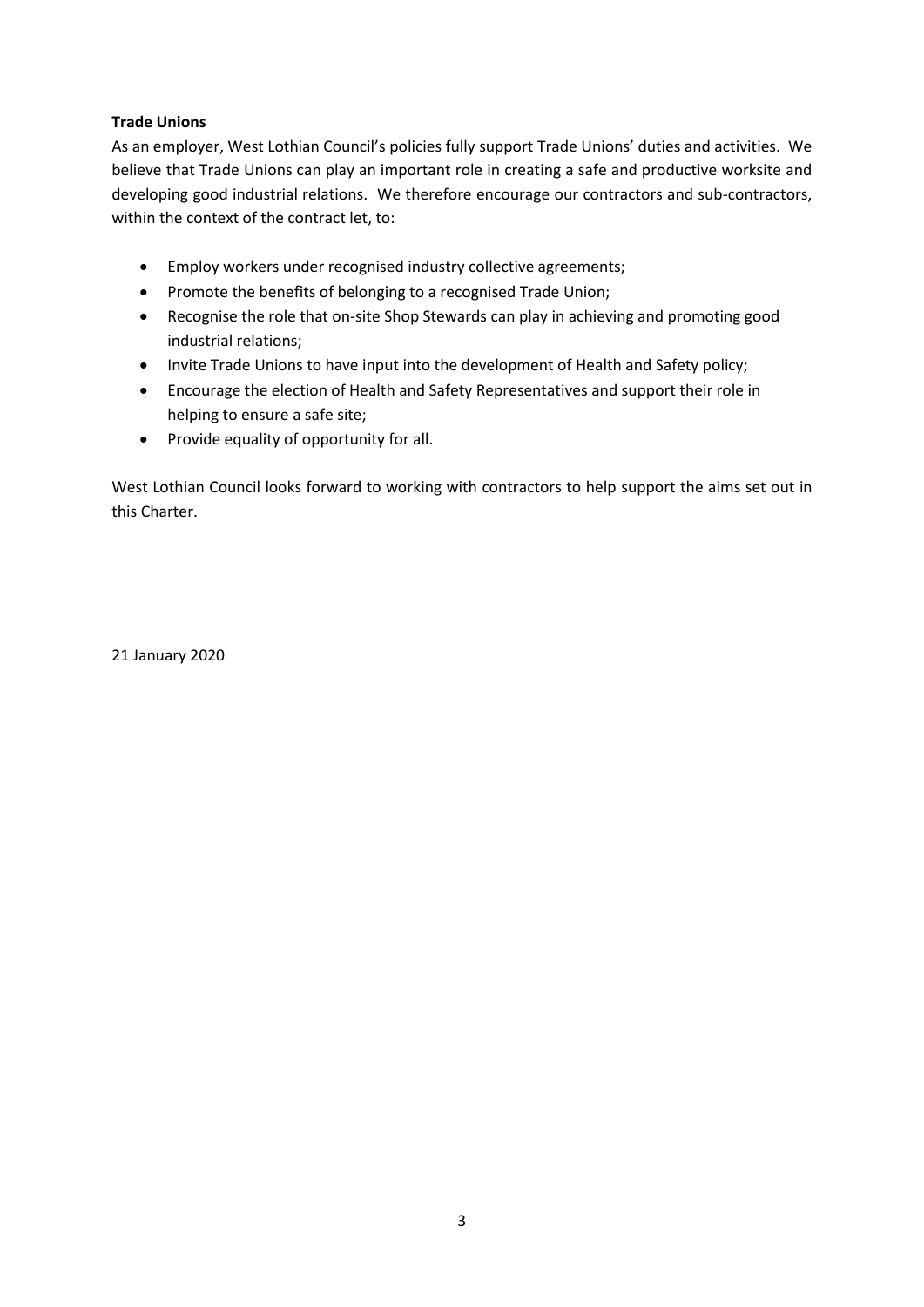**Trade Unions**

As an employer, West Lothian Council's policies fully support Trade Unions' duties and activities. We believe that Trade Unions can play an important role in creating a safe and productive worksite and developing good industrial relations. We therefore encourage our contractors and sub-contractors, within the context of the contract let, to:

- Employ workers under recognised industry collective agreements;
- Promote the benefits of belonging to a recognised Trade Union;
- Recognise the role that on-site Shop Stewards can play in achieving and promoting good industrial relations;
- Invite Trade Unions to have input into the development of Health and Safety policy;
- Encourage the election of Health and Safety Representatives and support their role in helping to ensure a safe site;
- Provide equality of opportunity for all.

West Lothian Council looks forward to working with contractors to help support the aims set out in this Charter.

21 January 2020